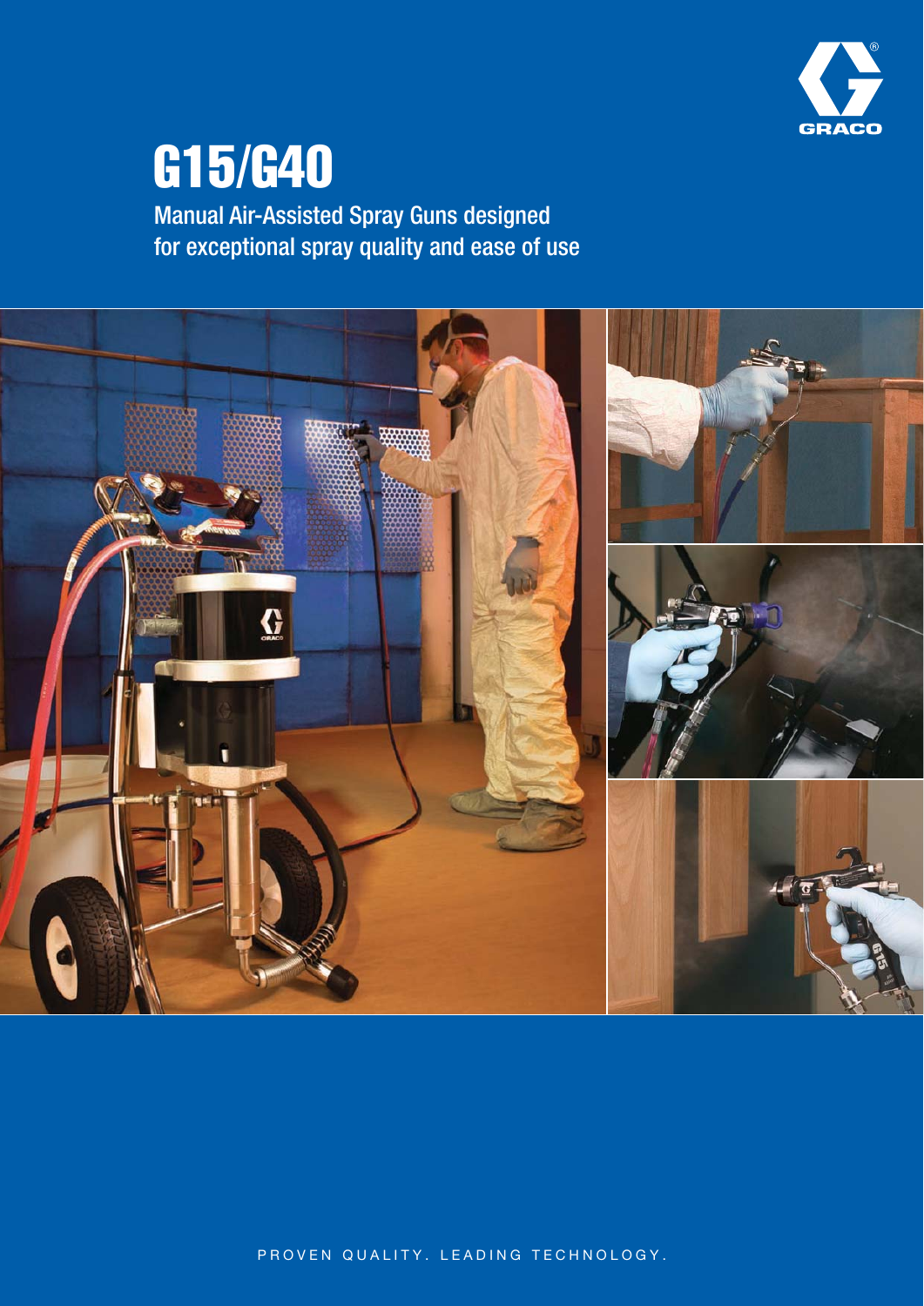# G15/G40

Manual Air-Assisted Spray Guns designed for exceptional spray quality and ease of use

PROVEN QUALITY. LEADING TECHNOLOGY.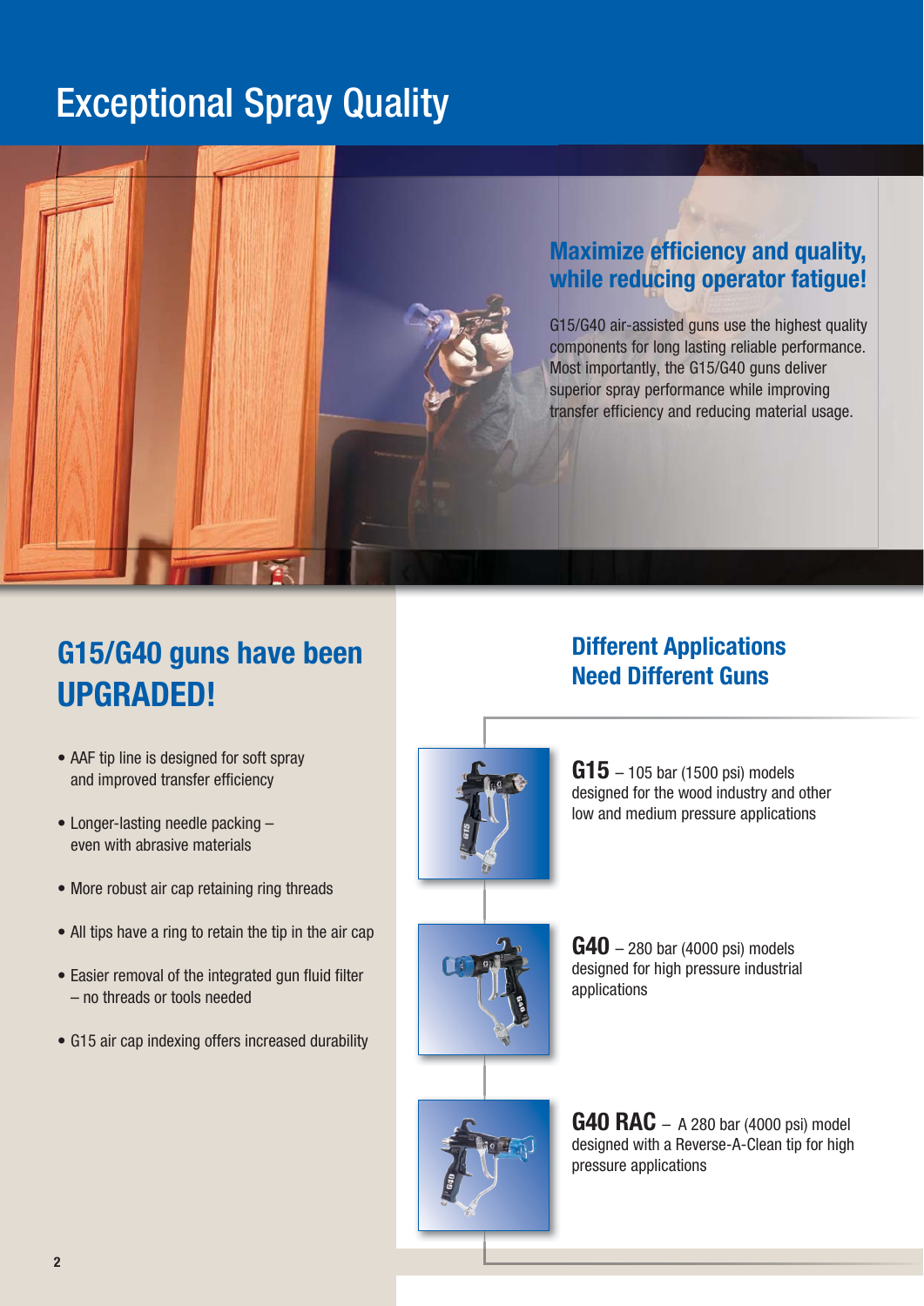# Exceptional Spray Quality

## Maximize efficiency and quality, while reducing operator fatigue!

G15/G40 air-assisted guns use the highest quality components for long lasting reliable performance. Most importantly, the G15/G40 guns deliver superior spray performance while improving transfer efficiency and reducing material usage.

## G15/G40 guns have been UPGRADED!

- AAF tip line is designed for soft spray and improved transfer efficiency
- Longer-lasting needle packing – even with abrasive materials
- More robust air cap retaining ring threads
- All tips have a ring to retain the tip in the air cap
- Easier removal of the integrated gun fluid filter – no threads or tools needed
- G15 air cap indexing offers increased durability

## Different Applications Need Different Guns

**G15** – 105 bar (1500 psi) models designed for the wood industry and other low and medium pressure applications

**G40** – 280 bar (4000 psi) models designed for high pressure industrial applications

**G40 RAC** – A 280 bar (4000 psi) model designed with a Reverse-A-Clean tip for high pressure applications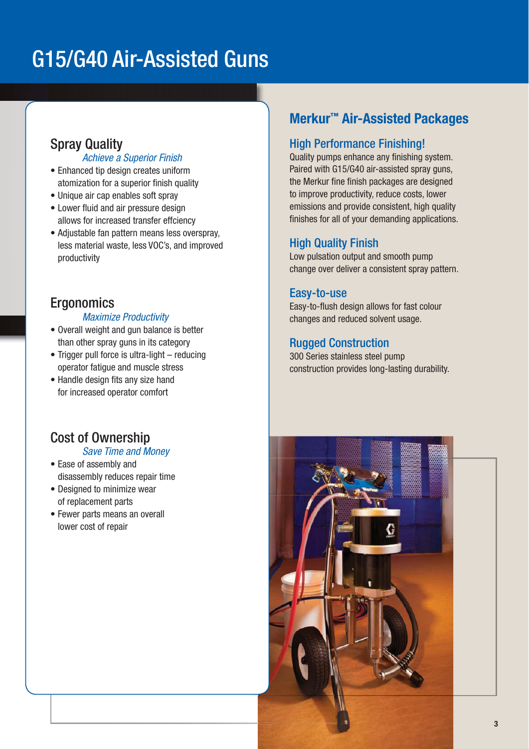# G15/G40 Air-Assisted Guns

## Spray Quality

*Achieve a Superior Finish*

- Enhanced tip design creates uniform atomization for a superior finish quality
- Unique air cap enables soft spray
- Lower fluid and air pressure design allows for increased transfer effciency
- Adjustable fan pattern means less overspray, less material waste, less VOC's, and improved productivity

## Ergonomics

*Maximize Productivity*

- Overall weight and gun balance is better than other spray guns in its category
- Trigger pull force is ultra-light – reducing operator fatigue and muscle stress
- Handle design fits any size hand for increased operator comfort

## Cost of Ownership

*Save Time and Money*

- Ease of assembly and disassembly reduces repair time
- Designed to minimize wear of replacement parts
- Fewer parts means an overall lower cost of repair

## Merkur™ Air-Assisted Packages

### High Performance Finishing!

Quality pumps enhance any finishing system. Paired with G15/G40 air-assisted spray guns, the Merkur fine finish packages are designed to improve productivity, reduce costs, lower emissions and provide consistent, high quality finishes for all of your demanding applications.

### High Quality Finish

Low pulsation output and smooth pump change over deliver a consistent spray pattern.

### Easy-to-use

Easy-to-flush design allows for fast colour changes and reduced solvent usage.

### Rugged Construction

300 Series stainless steel pump construction provides long-lasting durability.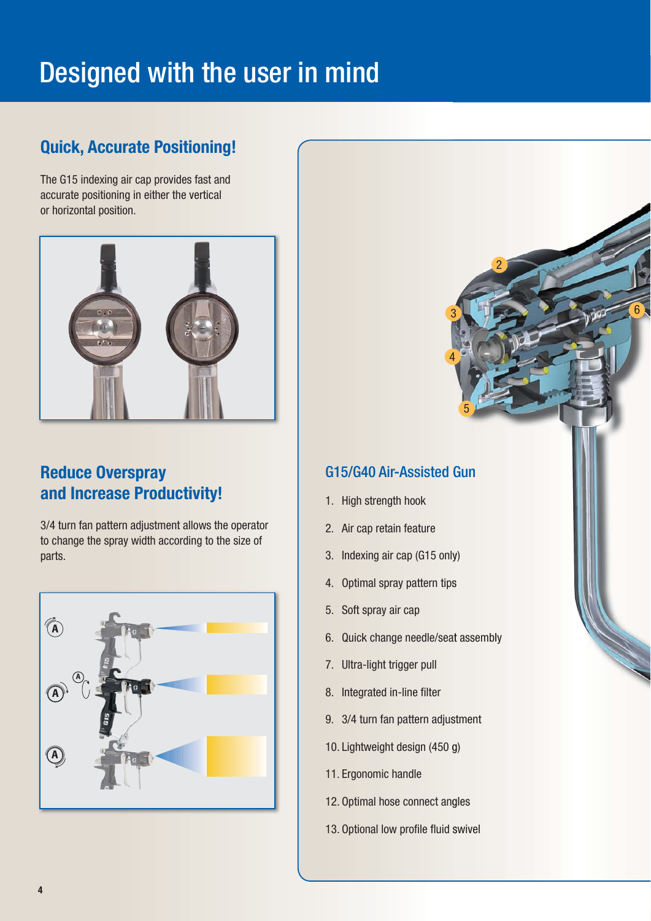# Designed with the user in mind

## Quick, Accurate Positioning!

The G15 indexing air cap provides fast and accurate positioning in either the vertical or horizontal position.

## Reduce Overspray and Increase Productivity!

3/4 turn fan pattern adjustment allows the operator to change the spray width according to the size of parts.

## G15/G40 Air-Assisted Gun

1. High strength hook
2. Air cap retain feature
3. Indexing air cap (G15 only)
4. Optimal spray pattern tips
5. Soft spray air cap
6. Quick change needle/seat assembly
7. Ultra-light trigger pull
8. Integrated in-line filter
9. 3/4 turn fan pattern adjustment
10. Lightweight design (450 g)
11. Ergonomic handle
12. Optimal hose connect angles
13. Optional low profile fluid swivel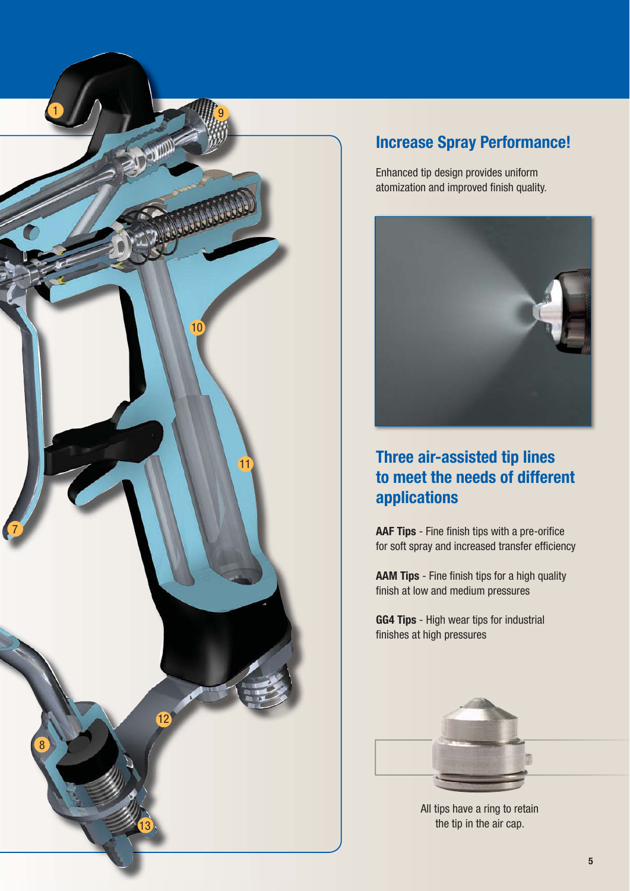## Increase Spray Performance!

Enhanced tip design provides uniform atomization and improved finish quality.

## Three air-assisted tip lines to meet the needs of different applications

**AAF Tips** - Fine finish tips with a pre-orifice for soft spray and increased transfer efficiency

**AAM Tips** - Fine finish tips for a high quality finish at low and medium pressures

**GG4 Tips** - High wear tips for industrial finishes at high pressures

All tips have a ring to retain the tip in the air cap.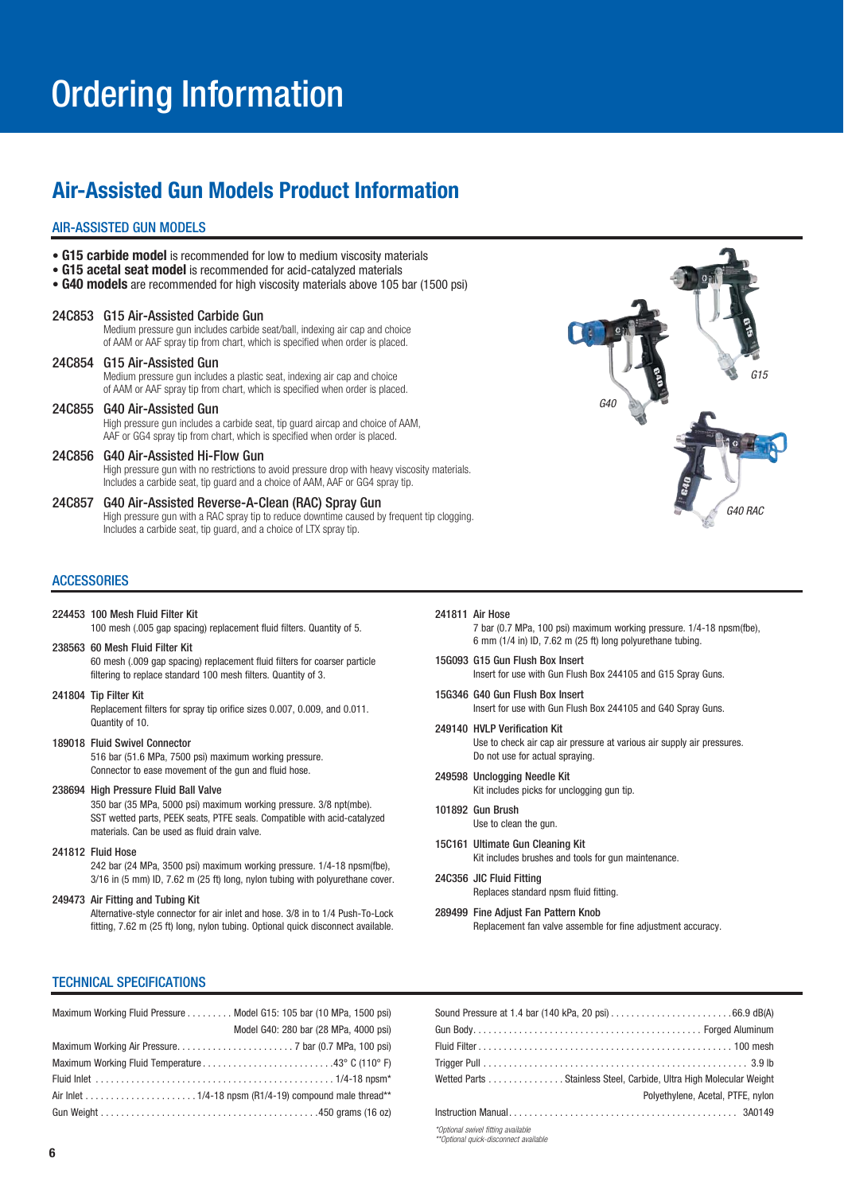# Ordering Information

## Air-Assisted Gun Models Product Information

### AIR-ASSISTED GUN MODELS

- **G15 carbide model** is recommended for low to medium viscosity materials
- **G15 acetal seat model** is recommended for acid-catalyzed materials
- **G40 models** are recommended for high viscosity materials above 105 bar (1500 psi)

**24C853 G15 Air-Assisted Carbide Gun**
Medium pressure gun includes carbide seat/ball, indexing air cap and choice of AAM or AAF spray tip from chart, which is specified when order is placed.

**24C854 G15 Air-Assisted Gun**
Medium pressure gun includes a plastic seat, indexing air cap and choice of AAM or AAF spray tip from chart, which is specified when order is placed.

**24C855 G40 Air-Assisted Gun**
High pressure gun includes a carbide seat, tip guard aircap and choice of AAM, AAF or GG4 spray tip from chart, which is specified when order is placed.

**24C856 G40 Air-Assisted Hi-Flow Gun**
High pressure gun with no restrictions to avoid pressure drop with heavy viscosity materials. Includes a carbide seat, tip guard and a choice of AAM, AAF or GG4 spray tip.

**24C857 G40 Air-Assisted Reverse-A-Clean (RAC) Spray Gun**
High pressure gun with a RAC spray tip to reduce downtime caused by frequent tip clogging. Includes a carbide seat, tip guard, and a choice of LTX spray tip.

G40 G15 G40 RAC

### ACCESSORIES

**224453 100 Mesh Fluid Filter Kit**
100 mesh (.005 gap spacing) replacement fluid filters. Quantity of 5.

**238563 60 Mesh Fluid Filter Kit**
60 mesh (.009 gap spacing) replacement fluid filters for coarser particle filtering to replace standard 100 mesh filters. Quantity of 3.

**241804 Tip Filter Kit**
Replacement filters for spray tip orifice sizes 0.007, 0.009, and 0.011. Quantity of 10.

**189018 Fluid Swivel Connector**
516 bar (51.6 MPa, 7500 psi) maximum working pressure. Connector to ease movement of the gun and fluid hose.

**238694 High Pressure Fluid Ball Valve**
350 bar (35 MPa, 5000 psi) maximum working pressure. 3/8 npt(mbe). SST wetted parts, PEEK seats, PTFE seals. Compatible with acid-catalyzed materials. Can be used as fluid drain valve.

**241812 Fluid Hose**
242 bar (24 MPa, 3500 psi) maximum working pressure. 1/4-18 npsm(fbe), 3/16 in (5 mm) ID, 7.62 m (25 ft) long, nylon tubing with polyurethane cover.

**249473 Air Fitting and Tubing Kit**
Alternative-style connector for air inlet and hose. 3/8 in to 1/4 Push-To-Lock fitting, 7.62 m (25 ft) long, nylon tubing. Optional quick disconnect available.

**241811 Air Hose**
7 bar (0.7 MPa, 100 psi) maximum working pressure. 1/4-18 npsm(fbe), 6 mm (1/4 in) ID, 7.62 m (25 ft) long polyurethane tubing.

**15G093 G15 Gun Flush Box Insert**
Insert for use with Gun Flush Box 244105 and G15 Spray Guns.

**15G346 G40 Gun Flush Box Insert**
Insert for use with Gun Flush Box 244105 and G40 Spray Guns.

**249140 HVLP Verification Kit**
Use to check air cap air pressure at various air supply air pressures. Do not use for actual spraying.

**249598 Unclogging Needle Kit**
Kit includes picks for unclogging gun tip.

**101892 Gun Brush**
Use to clean the gun.

**15C161 Ultimate Gun Cleaning Kit**
Kit includes brushes and tools for gun maintenance.

**24C356 JIC Fluid Fitting**
Replaces standard npsm fluid fitting.

**289499 Fine Adjust Fan Pattern Knob**
Replacement fan valve assemble for fine adjustment accuracy.

### TECHNICAL SPECIFICATIONS

| Specification | Value |
|---|---|
| Maximum Working Fluid Pressure | Model G15: 105 bar (10 MPa, 1500 psi) |
| | Model G40: 280 bar (28 MPa, 4000 psi) |
| Maximum Working Air Pressure | 7 bar (0.7 MPa, 100 psi) |
| Maximum Working Fluid Temperature | 43° C (110° F) |
| Fluid Inlet | 1/4-18 npsm* |
| Air Inlet | 1/4-18 npsm (R1/4-19) compound male thread** |
| Gun Weight | 450 grams (16 oz) |
| Sound Pressure at 1.4 bar (140 kPa, 20 psi) | 66.9 dB(A) |
| Gun Body | Forged Aluminum |
| Fluid Filter | 100 mesh |
| Trigger Pull | 3.9 lb |
| Wetted Parts | Stainless Steel, Carbide, Ultra High Molecular Weight Polyethylene, Acetal, PTFE, nylon |
| Instruction Manual | 3A0149 |

*Optional swivel fitting available
**Optional quick-disconnect available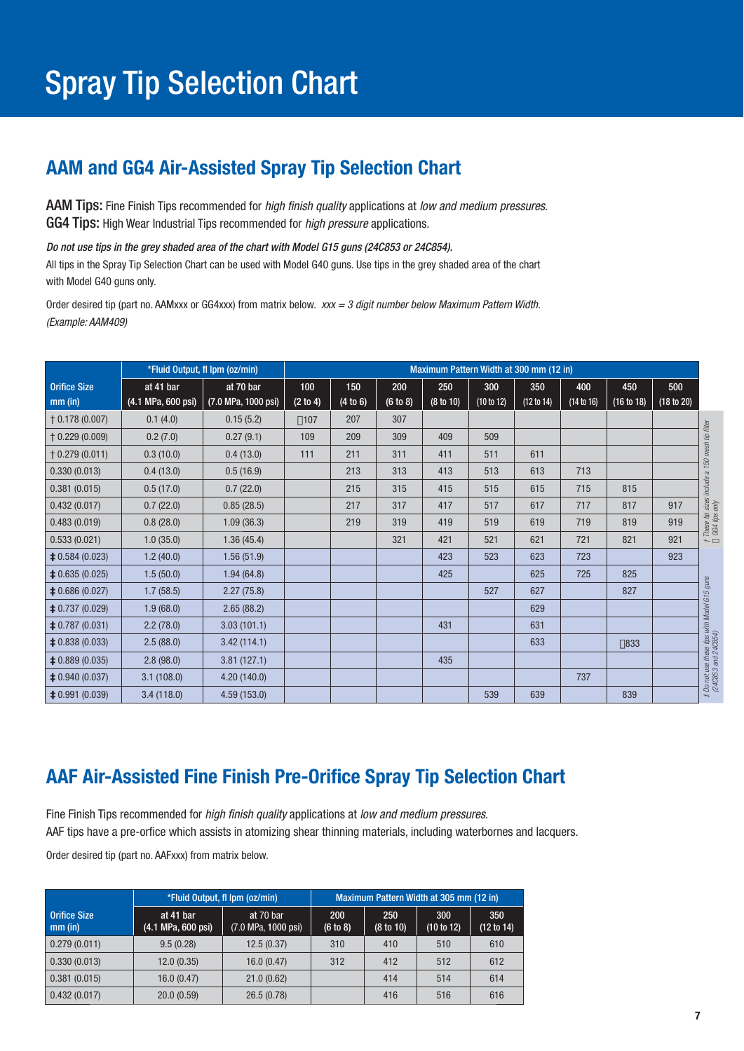# Spray Tip Selection Chart

## AAM and GG4 Air-Assisted Spray Tip Selection Chart

**AAM Tips:** Fine Finish Tips recommended for *high finish quality* applications at *low and medium pressures.*
**GG4 Tips:** High Wear Industrial Tips recommended for *high pressure* applications.

***Do not use tips in the grey shaded area of the chart with Model G15 guns (24C853 or 24C854).***
All tips in the Spray Tip Selection Chart can be used with Model G40 guns. Use tips in the grey shaded area of the chart with Model G40 guns only.

Order desired tip (part no. AAMxxx or GG4xxx) from matrix below. *xxx = 3 digit number below Maximum Pattern Width. (Example: AAM409)*

| Orifice Size mm (in) | *Fluid Output, fl lpm (oz/min) | | Maximum Pattern Width at 300 mm (12 in) | | | | | | | | |
|---|---|---|---|---|---|---|---|---|---|---|---|
| | at 41 bar (4.1 MPa, 600 psi) | at 70 bar (7.0 MPa, 1000 psi) | 100 (2 to 4) | 150 (4 to 6) | 200 (6 to 8) | 250 (8 to 10) | 300 (10 to 12) | 350 (12 to 14) | 400 (14 to 16) | 450 (16 to 18) | 500 (18 to 20) |
| † 0.178 (0.007) | 0.1 (4.0) | 0.15 (5.2) | □107 | 207 | 307 | | | | | | |
| † 0.229 (0.009) | 0.2 (7.0) | 0.27 (9.1) | 109 | 209 | 309 | 409 | 509 | | | | |
| † 0.279 (0.011) | 0.3 (10.0) | 0.4 (13.0) | 111 | 211 | 311 | 411 | 511 | 611 | | | |
| 0.330 (0.013) | 0.4 (13.0) | 0.5 (16.9) | | 213 | 313 | 413 | 513 | 613 | 713 | | |
| 0.381 (0.015) | 0.5 (17.0) | 0.7 (22.0) | | 215 | 315 | 415 | 515 | 615 | 715 | 815 | |
| 0.432 (0.017) | 0.7 (22.0) | 0.85 (28.5) | | 217 | 317 | 417 | 517 | 617 | 717 | 817 | 917 |
| 0.483 (0.019) | 0.8 (28.0) | 1.09 (36.3) | | 219 | 319 | 419 | 519 | 619 | 719 | 819 | 919 |
| 0.533 (0.021) | 1.0 (35.0) | 1.36 (45.4) | | | 321 | 421 | 521 | 621 | 721 | 821 | 921 |
| ‡ 0.584 (0.023) | 1.2 (40.0) | 1.56 (51.9) | | | | 423 | 523 | 623 | 723 | | 923 |
| ‡ 0.635 (0.025) | 1.5 (50.0) | 1.94 (64.8) | | | | 425 | | 625 | 725 | 825 | |
| ‡ 0.686 (0.027) | 1.7 (58.5) | 2.27 (75.8) | | | | | 527 | 627 | | 827 | |
| ‡ 0.737 (0.029) | 1.9 (68.0) | 2.65 (88.2) | | | | | | 629 | | | |
| ‡ 0.787 (0.031) | 2.2 (78.0) | 3.03 (101.1) | | | | 431 | | 631 | | | |
| ‡ 0.838 (0.033) | 2.5 (88.0) | 3.42 (114.1) | | | | | | 633 | | □833 | |
| ‡ 0.889 (0.035) | 2.8 (98.0) | 3.81 (127.1) | | | | 435 | | | | | |
| ‡ 0.940 (0.037) | 3.1 (108.0) | 4.20 (140.0) | | | | | | | 737 | | |
| ‡ 0.991 (0.039) | 3.4 (118.0) | 4.59 (153.0) | | | | | 539 | 639 | | 839 | |

† These tip sizes include a 150 mesh tip filter
□ GG4 tips only

‡ Do not use these tips with Model G15 guns (24C853 and 24C854)

## AAF Air-Assisted Fine Finish Pre-Orifice Spray Tip Selection Chart

Fine Finish Tips recommended for *high finish quality* applications at *low and medium pressures.*
AAF tips have a pre-orfice which assists in atomizing shear thinning materials, including waterbornes and lacquers.

Order desired tip (part no. AAFxxx) from matrix below.

| Orifice Size mm (in) | *Fluid Output, fl lpm (oz/min) | | Maximum Pattern Width at 305 mm (12 in) | | | |
|---|---|---|---|---|---|---|
| | at 41 bar (4.1 MPa, 600 psi) | at 70 bar (7.0 MPa, 1000 psi) | 200 (6 to 8) | 250 (8 to 10) | 300 (10 to 12) | 350 (12 to 14) |
| 0.279 (0.011) | 9.5 (0.28) | 12.5 (0.37) | 310 | 410 | 510 | 610 |
| 0.330 (0.013) | 12.0 (0.35) | 16.0 (0.47) | 312 | 412 | 512 | 612 |
| 0.381 (0.015) | 16.0 (0.47) | 21.0 (0.62) | | 414 | 514 | 614 |
| 0.432 (0.017) | 20.0 (0.59) | 26.5 (0.78) | | 416 | 516 | 616 |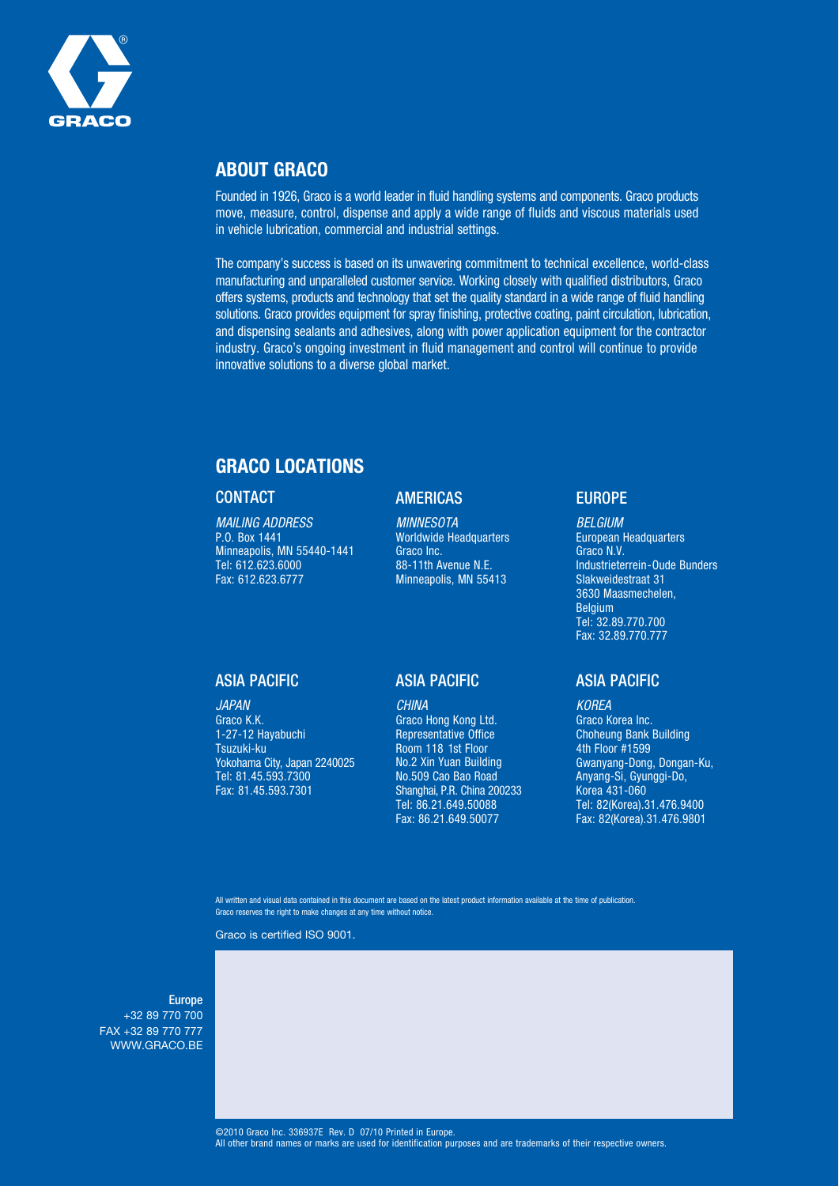GRACO

## ABOUT GRACO

Founded in 1926, Graco is a world leader in fluid handling systems and components. Graco products move, measure, control, dispense and apply a wide range of fluids and viscous materials used in vehicle lubrication, commercial and industrial settings.

The company's success is based on its unwavering commitment to technical excellence, world-class manufacturing and unparalleled customer service. Working closely with qualified distributors, Graco offers systems, products and technology that set the quality standard in a wide range of fluid handling solutions. Graco provides equipment for spray finishing, protective coating, paint circulation, lubrication, and dispensing sealants and adhesives, along with power application equipment for the contractor industry. Graco's ongoing investment in fluid management and control will continue to provide innovative solutions to a diverse global market.

## GRACO LOCATIONS

### CONTACT

*MAILING ADDRESS*
P.O. Box 1441
Minneapolis, MN 55440-1441
Tel: 612.623.6000
Fax: 612.623.6777

### AMERICAS

*MINNESOTA*
Worldwide Headquarters
Graco Inc.
88-11th Avenue N.E.
Minneapolis, MN 55413

### EUROPE

*BELGIUM*
European Headquarters
Graco N.V.
Industrieterrein-Oude Bunders
Slakweidestraat 31
3630 Maasmechelen,
Belgium
Tel: 32.89.770.700
Fax: 32.89.770.777

### ASIA PACIFIC

*JAPAN*
Graco K.K.
1-27-12 Hayabuchi
Tsuzuki-ku
Yokohama City, Japan 2240025
Tel: 81.45.593.7300
Fax: 81.45.593.7301

### ASIA PACIFIC

*CHINA*
Graco Hong Kong Ltd.
Representative Office
Room 118 1st Floor
No.2 Xin Yuan Building
No.509 Cao Bao Road
Shanghai, P.R. China 200233
Tel: 86.21.649.50088
Fax: 86.21.649.50077

### ASIA PACIFIC

*KOREA*
Graco Korea Inc.
Choheung Bank Building
4th Floor #1599
Gwanyang-Dong, Dongan-Ku,
Anyang-Si, Gyunggi-Do,
Korea 431-060
Tel: 82(Korea).31.476.9400
Fax: 82(Korea).31.476.9801

All written and visual data contained in this document are based on the latest product information available at the time of publication. Graco reserves the right to make changes at any time without notice.

Graco is certified ISO 9001.

**Europe**
+32 89 770 700
FAX +32 89 770 777
WWW.GRACO.BE

©2010 Graco Inc. 336937E Rev. D 07/10 Printed in Europe.
All other brand names or marks are used for identification purposes and are trademarks of their respective owners.